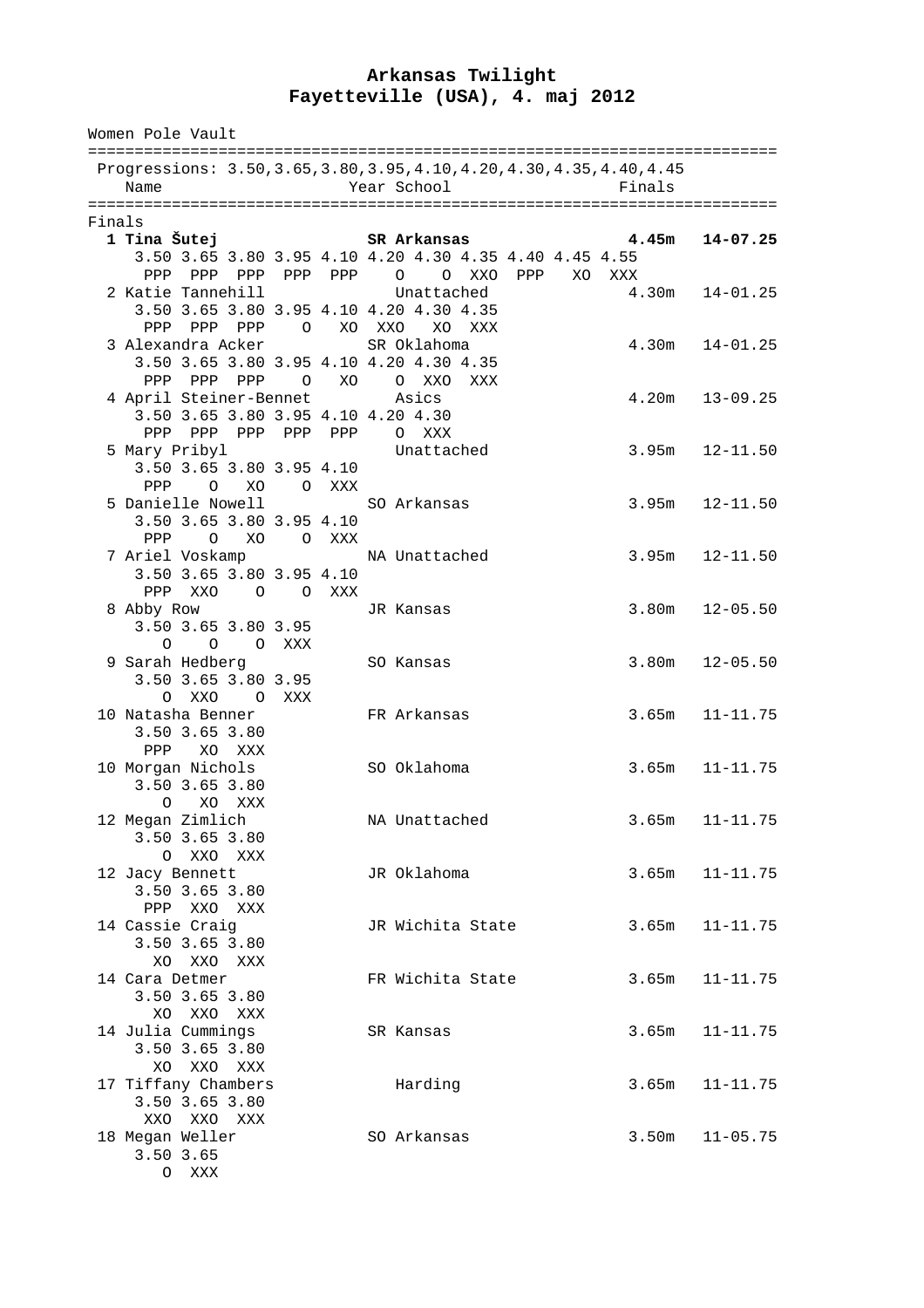# Arkansas Twilight
## Fayetteville (USA), 4. maj 2012

```
Women Pole Vault
=========================================================================
 Progressions: 3.50,3.65,3.80,3.95,4.10,4.20,4.30,4.35,4.40,4.45
    Name                    Year School                  Finals
=========================================================================
Finals
  1 Tina Šutej              SR Arkansas                  4.45m   14-07.25
     3.50 3.65 3.80 3.95 4.10 4.20 4.30 4.35 4.40 4.45 4.55
      PPP  PPP  PPP  PPP  PPP    O    O  XXO  PPP   XO  XXX
  2 Katie Tannehill            Unattached                4.30m   14-01.25
     3.50 3.65 3.80 3.95 4.10 4.20 4.30 4.35
      PPP  PPP  PPP    O   XO  XXO   XO  XXX
  3 Alexandra Acker         SR Oklahoma                  4.30m   14-01.25
     3.50 3.65 3.80 3.95 4.10 4.20 4.30 4.35
      PPP  PPP  PPP    O   XO    O  XXO  XXX
  4 April Steiner-Bennet       Asics                     4.20m   13-09.25
     3.50 3.65 3.80 3.95 4.10 4.20 4.30
      PPP  PPP  PPP  PPP  PPP    O  XXX
  5 Mary Pribyl                Unattached                3.95m   12-11.50
     3.50 3.65 3.80 3.95 4.10
      PPP    O   XO    O  XXX
  5 Danielle Nowell         SO Arkansas                  3.95m   12-11.50
     3.50 3.65 3.80 3.95 4.10
      PPP    O   XO    O  XXX
  7 Ariel Voskamp           NA Unattached                3.95m   12-11.50
     3.50 3.65 3.80 3.95 4.10
      PPP  XXO    O    O  XXX
  8 Abby Row                JR Kansas                    3.80m   12-05.50
     3.50 3.65 3.80 3.95
        O    O    O  XXX
  9 Sarah Hedberg           SO Kansas                    3.80m   12-05.50
     3.50 3.65 3.80 3.95
        O  XXO    O  XXX
 10 Natasha Benner          FR Arkansas                  3.65m   11-11.75
     3.50 3.65 3.80
      PPP   XO  XXX
 10 Morgan Nichols          SO Oklahoma                  3.65m   11-11.75
     3.50 3.65 3.80
        O   XO  XXX
 12 Megan Zimlich           NA Unattached                3.65m   11-11.75
     3.50 3.65 3.80
        O  XXO  XXX
 12 Jacy Bennett            JR Oklahoma                  3.65m   11-11.75
     3.50 3.65 3.80
      PPP  XXO  XXX
 14 Cassie Craig            JR Wichita State             3.65m   11-11.75
     3.50 3.65 3.80
       XO  XXO  XXX
 14 Cara Detmer             FR Wichita State             3.65m   11-11.75
     3.50 3.65 3.80
       XO  XXO  XXX
 14 Julia Cummings          SR Kansas                    3.65m   11-11.75
     3.50 3.65 3.80
       XO  XXO  XXX
 17 Tiffany Chambers           Harding                   3.65m   11-11.75
     3.50 3.65 3.80
      XXO  XXO  XXX
 18 Megan Weller            SO Arkansas                  3.50m   11-05.75
     3.50 3.65
        O  XXX
```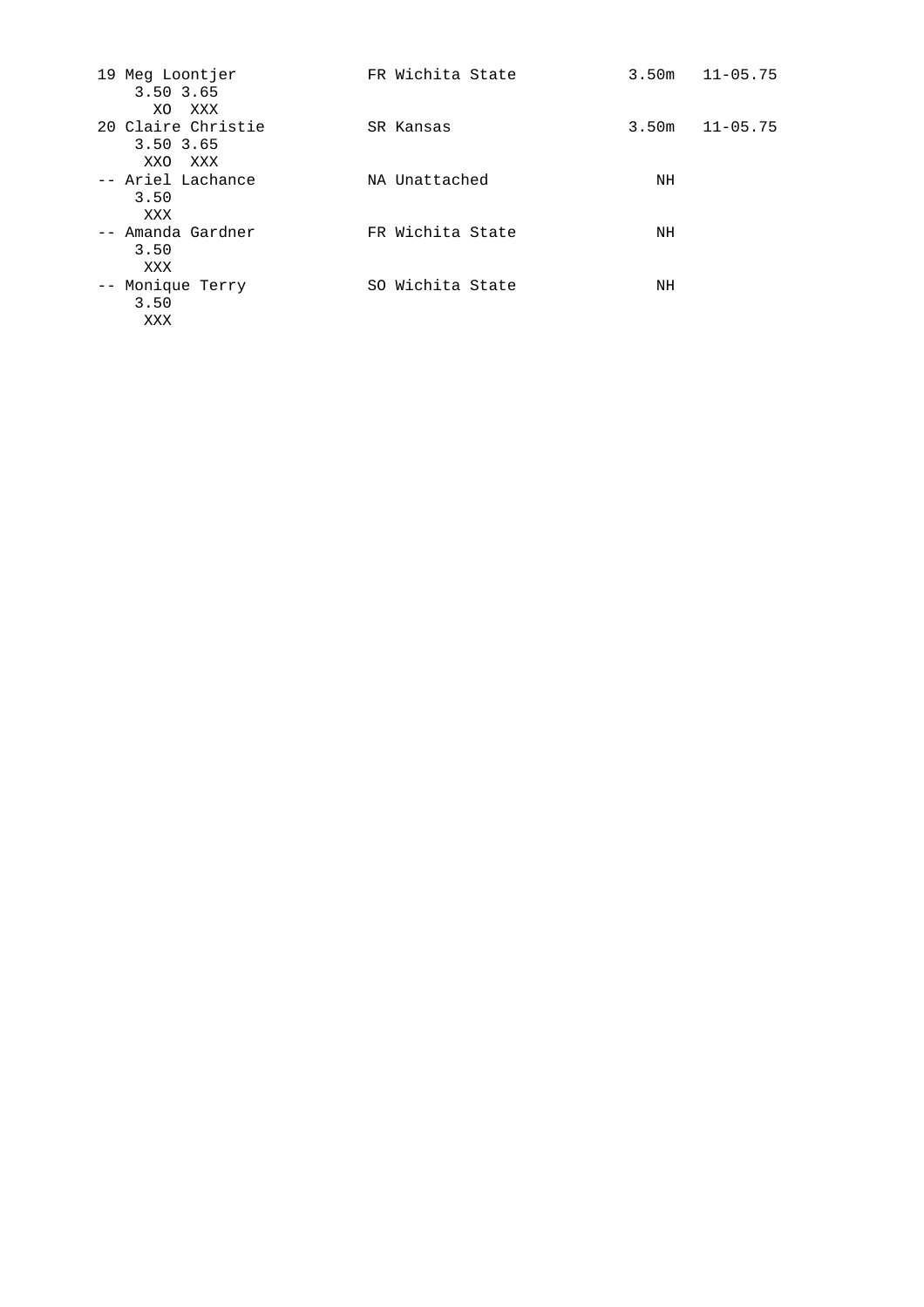```
19 Meg Loontjer             FR Wichita State          3.50m   11-05.75
    3.50 3.65
     XO  XXX
20 Claire Christie          SR Kansas                 3.50m   11-05.75
    3.50 3.65
     XXO  XXX
-- Ariel Lachance           NA Unattached                NH
    3.50
     XXX
-- Amanda Gardner           FR Wichita State             NH
    3.50
     XXX
-- Monique Terry            SO Wichita State             NH
    3.50
     XXX
```